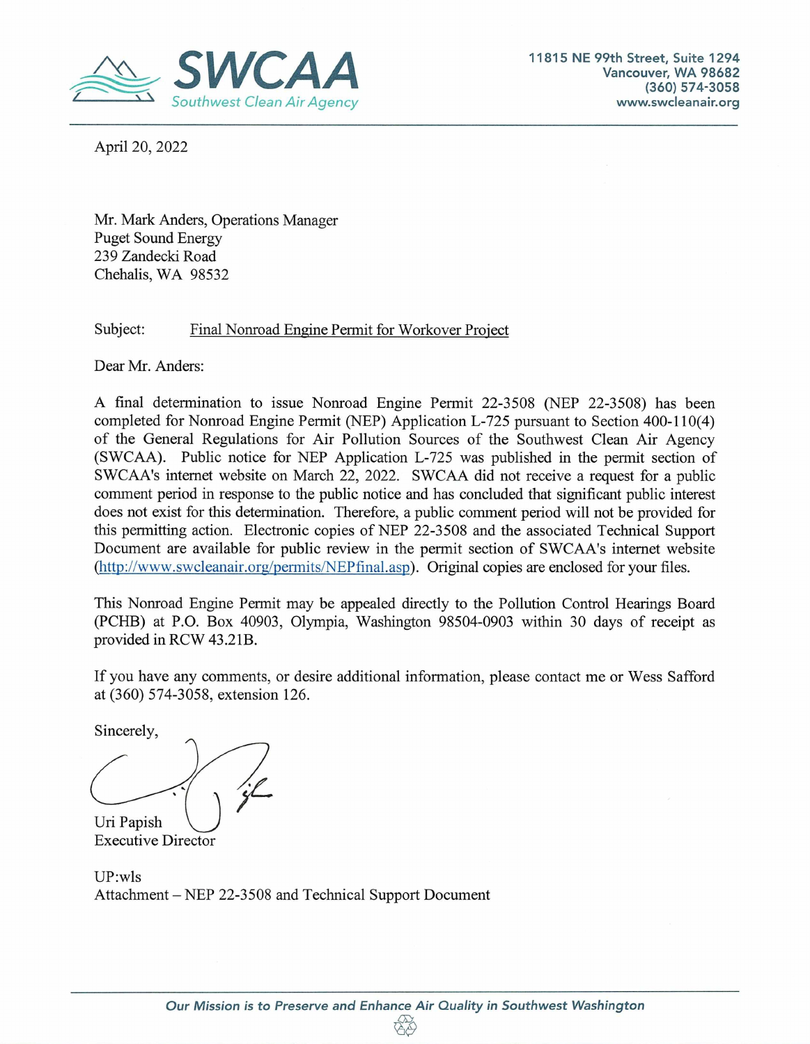**SWCAA**
Southwest Clean Air Agency

11815 NE 99th Street, Suite 1294
Vancouver, WA 98682
(360) 574-3058
www.swcleanair.org

April 20, 2022

Mr. Mark Anders, Operations Manager
Puget Sound Energy
239 Zandecki Road
Chehalis, WA 98532

Subject: Final Nonroad Engine Permit for Workover Project

Dear Mr. Anders:

A final determination to issue Nonroad Engine Permit 22-3508 (NEP 22-3508) has been completed for Nonroad Engine Permit (NEP) Application L-725 pursuant to Section 400-110(4) of the General Regulations for Air Pollution Sources of the Southwest Clean Air Agency (SWCAA). Public notice for NEP Application L-725 was published in the permit section of SWCAA's internet website on March 22, 2022. SWCAA did not receive a request for a public comment period in response to the public notice and has concluded that significant public interest does not exist for this determination. Therefore, a public comment period will not be provided for this permitting action. Electronic copies of NEP 22-3508 and the associated Technical Support Document are available for public review in the permit section of SWCAA's internet website (http://www.swcleanair.org/permits/NEPfinal.asp). Original copies are enclosed for your files.

This Nonroad Engine Permit may be appealed directly to the Pollution Control Hearings Board (PCHB) at P.O. Box 40903, Olympia, Washington 98504-0903 within 30 days of receipt as provided in RCW 43.21B.

If you have any comments, or desire additional information, please contact me or Wess Safford at (360) 574-3058, extension 126.

Sincerely,

Uri Papish
Executive Director

UP:wls
Attachment – NEP 22-3508 and Technical Support Document

*Our Mission is to Preserve and Enhance Air Quality in Southwest Washington*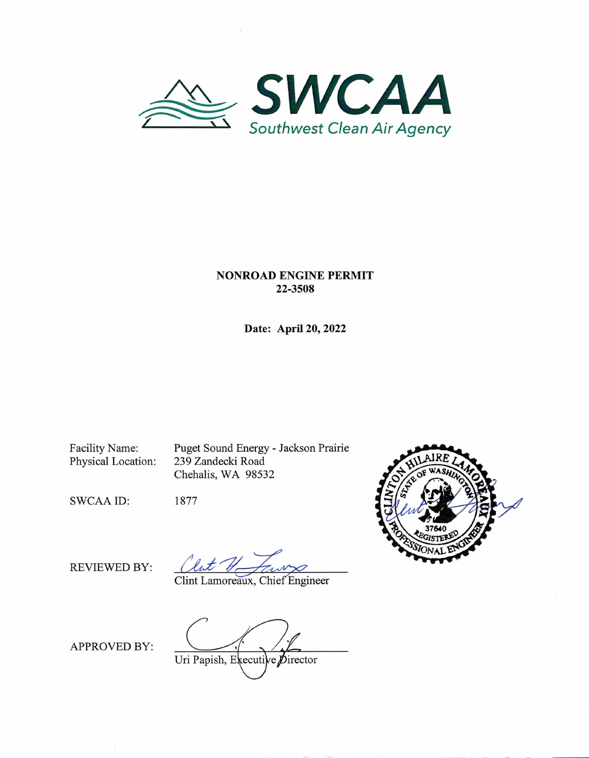SWCAA

Southwest Clean Air Agency

**NONROAD ENGINE PERMIT**
**22-3508**

**Date: April 20, 2022**

Facility Name: Puget Sound Energy - Jackson Prairie
Physical Location: 239 Zandecki Road
Chehalis, WA 98532

SWCAA ID: 1877

CLINTON HILAIRE LAMOREAUX
STATE OF WASHINGTON
37640
REGISTERED
PROFESSIONAL ENGINEER

REVIEWED BY: Clint Lamoreaux, Chief Engineer

APPROVED BY: Uri Papish, Executive Director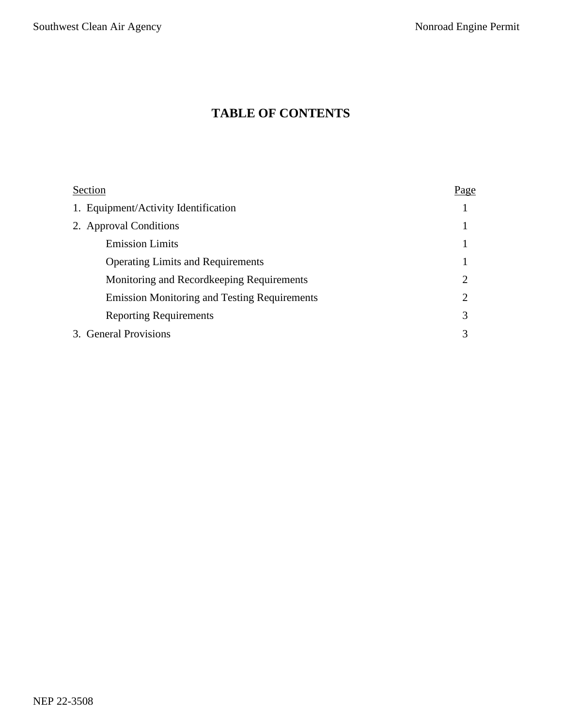# TABLE OF CONTENTS

| Section | Page |
|---|---|
| 1. Equipment/Activity Identification | 1 |
| 2. Approval Conditions | 1 |
| Emission Limits | 1 |
| Operating Limits and Requirements | 1 |
| Monitoring and Recordkeeping Requirements | 2 |
| Emission Monitoring and Testing Requirements | 2 |
| Reporting Requirements | 3 |
| 3. General Provisions | 3 |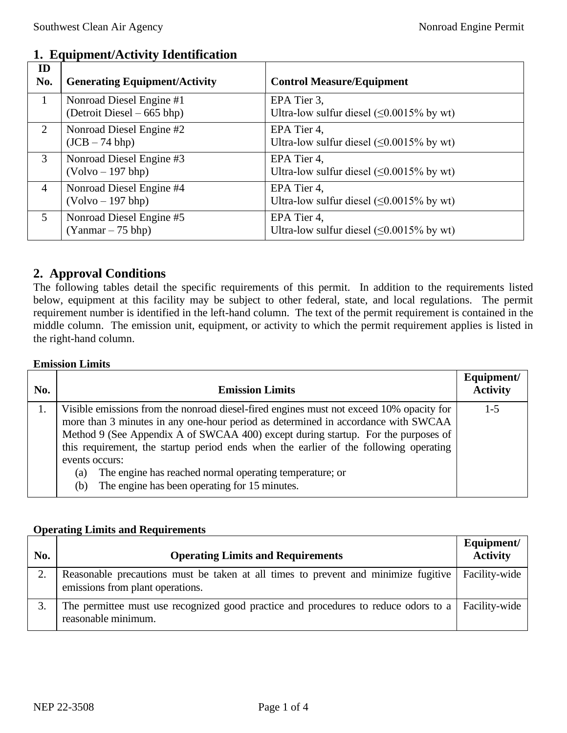## 1. Equipment/Activity Identification

| ID No. | Generating Equipment/Activity | Control Measure/Equipment |
|---|---|---|
| 1 | Nonroad Diesel Engine #1 (Detroit Diesel – 665 bhp) | EPA Tier 3, Ultra-low sulfur diesel (≤0.0015% by wt) |
| 2 | Nonroad Diesel Engine #2 (JCB – 74 bhp) | EPA Tier 4, Ultra-low sulfur diesel (≤0.0015% by wt) |
| 3 | Nonroad Diesel Engine #3 (Volvo – 197 bhp) | EPA Tier 4, Ultra-low sulfur diesel (≤0.0015% by wt) |
| 4 | Nonroad Diesel Engine #4 (Volvo – 197 bhp) | EPA Tier 4, Ultra-low sulfur diesel (≤0.0015% by wt) |
| 5 | Nonroad Diesel Engine #5 (Yanmar – 75 bhp) | EPA Tier 4, Ultra-low sulfur diesel (≤0.0015% by wt) |

## 2. Approval Conditions

The following tables detail the specific requirements of this permit. In addition to the requirements listed below, equipment at this facility may be subject to other federal, state, and local regulations. The permit requirement number is identified in the left-hand column. The text of the permit requirement is contained in the middle column. The emission unit, equipment, or activity to which the permit requirement applies is listed in the right-hand column.

**Emission Limits**

| No. | Emission Limits | Equipment/ Activity |
|---|---|---|
| 1. | Visible emissions from the nonroad diesel-fired engines must not exceed 10% opacity for more than 3 minutes in any one-hour period as determined in accordance with SWCAA Method 9 (See Appendix A of SWCAA 400) except during startup. For the purposes of this requirement, the startup period ends when the earlier of the following operating events occurs:<br>(a) The engine has reached normal operating temperature; or<br>(b) The engine has been operating for 15 minutes. | 1-5 |

**Operating Limits and Requirements**

| No. | Operating Limits and Requirements | Equipment/ Activity |
|---|---|---|
| 2. | Reasonable precautions must be taken at all times to prevent and minimize fugitive emissions from plant operations. | Facility-wide |
| 3. | The permittee must use recognized good practice and procedures to reduce odors to a reasonable minimum. | Facility-wide |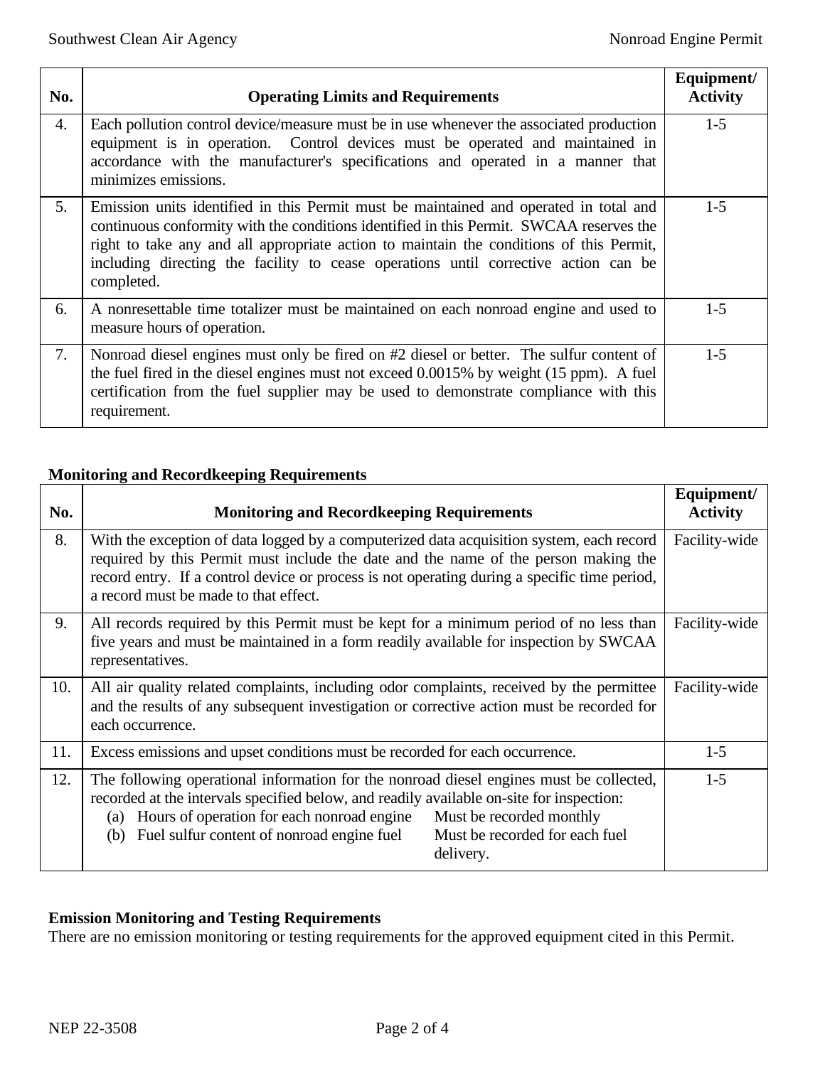| No. | Operating Limits and Requirements | Equipment/ Activity |
|---|---|---|
| 4. | Each pollution control device/measure must be in use whenever the associated production equipment is in operation. Control devices must be operated and maintained in accordance with the manufacturer's specifications and operated in a manner that minimizes emissions. | 1-5 |
| 5. | Emission units identified in this Permit must be maintained and operated in total and continuous conformity with the conditions identified in this Permit. SWCAA reserves the right to take any and all appropriate action to maintain the conditions of this Permit, including directing the facility to cease operations until corrective action can be completed. | 1-5 |
| 6. | A nonresettable time totalizer must be maintained on each nonroad engine and used to measure hours of operation. | 1-5 |
| 7. | Nonroad diesel engines must only be fired on #2 diesel or better. The sulfur content of the fuel fired in the diesel engines must not exceed 0.0015% by weight (15 ppm). A fuel certification from the fuel supplier may be used to demonstrate compliance with this requirement. | 1-5 |

**Monitoring and Recordkeeping Requirements**

| No. | Monitoring and Recordkeeping Requirements | Equipment/ Activity |
|---|---|---|
| 8. | With the exception of data logged by a computerized data acquisition system, each record required by this Permit must include the date and the name of the person making the record entry. If a control device or process is not operating during a specific time period, a record must be made to that effect. | Facility-wide |
| 9. | All records required by this Permit must be kept for a minimum period of no less than five years and must be maintained in a form readily available for inspection by SWCAA representatives. | Facility-wide |
| 10. | All air quality related complaints, including odor complaints, received by the permittee and the results of any subsequent investigation or corrective action must be recorded for each occurrence. | Facility-wide |
| 11. | Excess emissions and upset conditions must be recorded for each occurrence. | 1-5 |
| 12. | The following operational information for the nonroad diesel engines must be collected, recorded at the intervals specified below, and readily available on-site for inspection:<br>(a) Hours of operation for each nonroad engine — Must be recorded monthly<br>(b) Fuel sulfur content of nonroad engine fuel — Must be recorded for each fuel delivery. | 1-5 |

**Emission Monitoring and Testing Requirements**

There are no emission monitoring or testing requirements for the approved equipment cited in this Permit.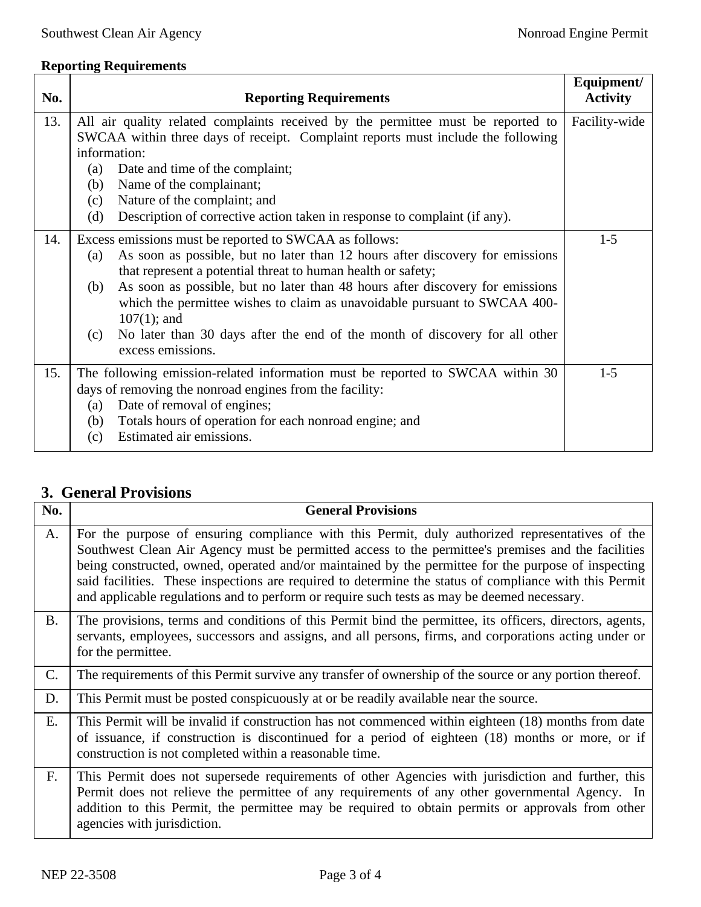**Reporting Requirements**

| No. | Reporting Requirements | Equipment/ Activity |
|---|---|---|
| 13. | All air quality related complaints received by the permittee must be reported to SWCAA within three days of receipt. Complaint reports must include the following information:<br>(a) Date and time of the complaint;<br>(b) Name of the complainant;<br>(c) Nature of the complaint; and<br>(d) Description of corrective action taken in response to complaint (if any). | Facility-wide |
| 14. | Excess emissions must be reported to SWCAA as follows:<br>(a) As soon as possible, but no later than 12 hours after discovery for emissions that represent a potential threat to human health or safety;<br>(b) As soon as possible, but no later than 48 hours after discovery for emissions which the permittee wishes to claim as unavoidable pursuant to SWCAA 400-107(1); and<br>(c) No later than 30 days after the end of the month of discovery for all other excess emissions. | 1-5 |
| 15. | The following emission-related information must be reported to SWCAA within 30 days of removing the nonroad engines from the facility:<br>(a) Date of removal of engines;<br>(b) Totals hours of operation for each nonroad engine; and<br>(c) Estimated air emissions. | 1-5 |

## 3. General Provisions

| No. | General Provisions |
|---|---|
| A. | For the purpose of ensuring compliance with this Permit, duly authorized representatives of the Southwest Clean Air Agency must be permitted access to the permittee's premises and the facilities being constructed, owned, operated and/or maintained by the permittee for the purpose of inspecting said facilities. These inspections are required to determine the status of compliance with this Permit and applicable regulations and to perform or require such tests as may be deemed necessary. |
| B. | The provisions, terms and conditions of this Permit bind the permittee, its officers, directors, agents, servants, employees, successors and assigns, and all persons, firms, and corporations acting under or for the permittee. |
| C. | The requirements of this Permit survive any transfer of ownership of the source or any portion thereof. |
| D. | This Permit must be posted conspicuously at or be readily available near the source. |
| E. | This Permit will be invalid if construction has not commenced within eighteen (18) months from date of issuance, if construction is discontinued for a period of eighteen (18) months or more, or if construction is not completed within a reasonable time. |
| F. | This Permit does not supersede requirements of other Agencies with jurisdiction and further, this Permit does not relieve the permittee of any requirements of any other governmental Agency. In addition to this Permit, the permittee may be required to obtain permits or approvals from other agencies with jurisdiction. |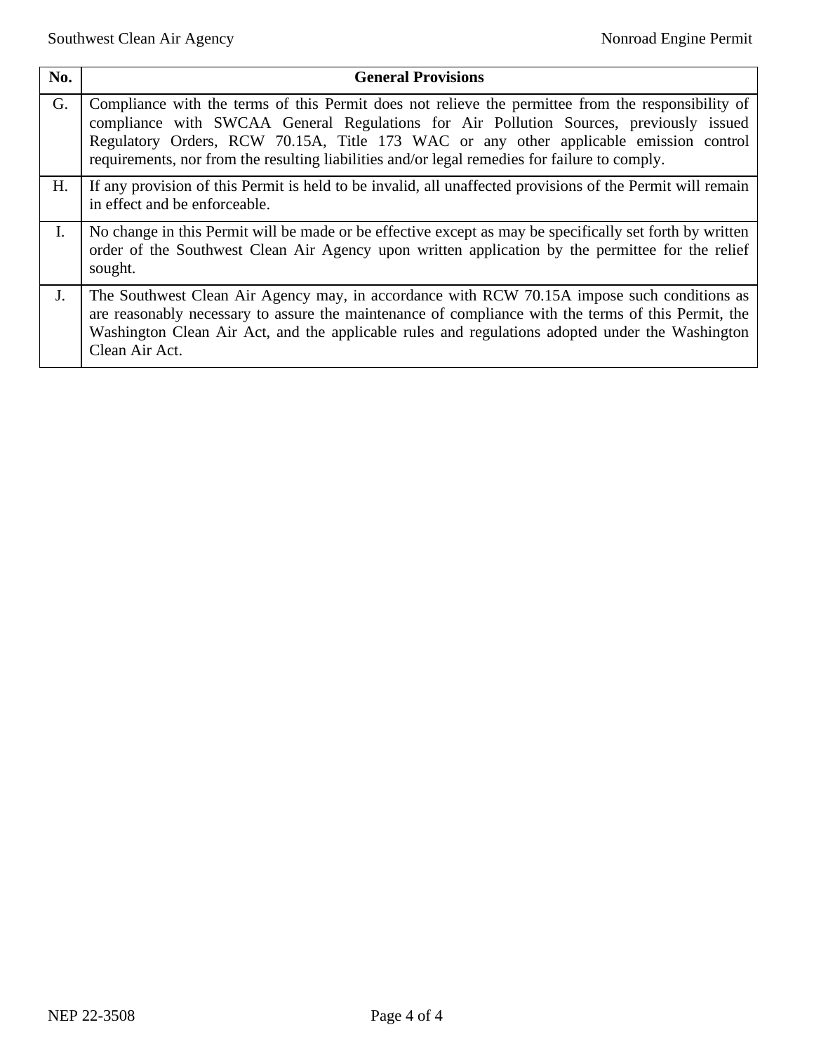| No. | General Provisions |
|---|---|
| G. | Compliance with the terms of this Permit does not relieve the permittee from the responsibility of compliance with SWCAA General Regulations for Air Pollution Sources, previously issued Regulatory Orders, RCW 70.15A, Title 173 WAC or any other applicable emission control requirements, nor from the resulting liabilities and/or legal remedies for failure to comply. |
| H. | If any provision of this Permit is held to be invalid, all unaffected provisions of the Permit will remain in effect and be enforceable. |
| I. | No change in this Permit will be made or be effective except as may be specifically set forth by written order of the Southwest Clean Air Agency upon written application by the permittee for the relief sought. |
| J. | The Southwest Clean Air Agency may, in accordance with RCW 70.15A impose such conditions as are reasonably necessary to assure the maintenance of compliance with the terms of this Permit, the Washington Clean Air Act, and the applicable rules and regulations adopted under the Washington Clean Air Act. |